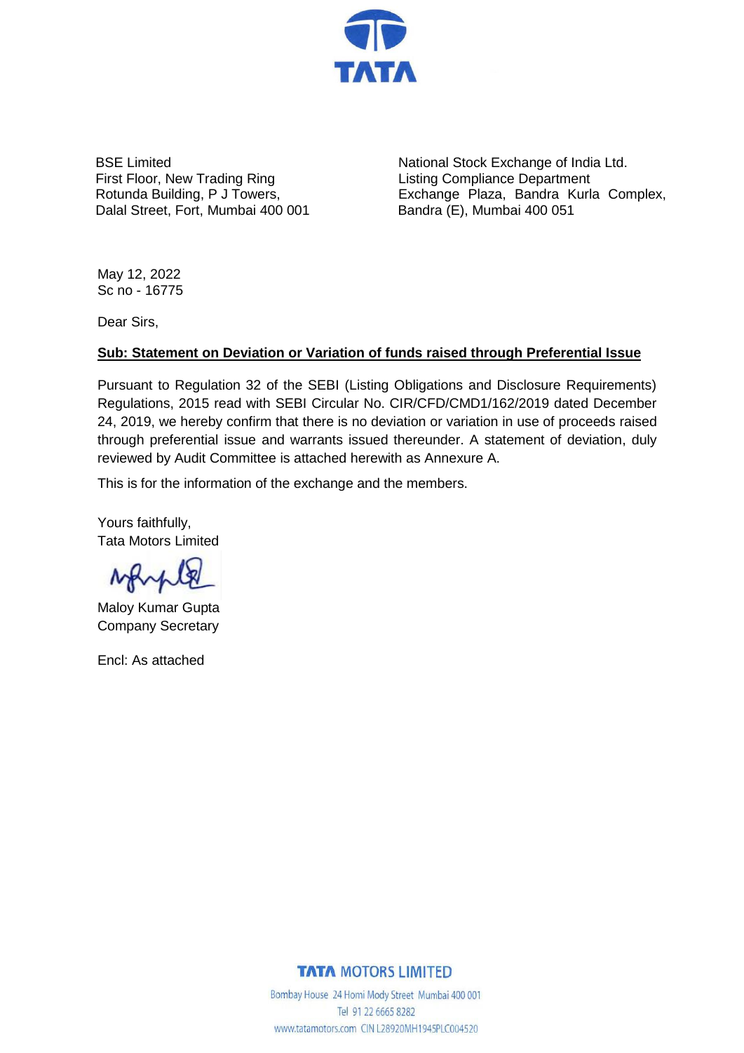BSE Limited
First Floor, New Trading Ring
Rotunda Building, P J Towers,
Dalal Street, Fort, Mumbai 400 001

National Stock Exchange of India Ltd.
Listing Compliance Department
Exchange Plaza, Bandra Kurla Complex,
Bandra (E), Mumbai 400 051

May 12, 2022
Sc no - 16775

Dear Sirs,

**Sub: Statement on Deviation or Variation of funds raised through Preferential Issue**

Pursuant to Regulation 32 of the SEBI (Listing Obligations and Disclosure Requirements) Regulations, 2015 read with SEBI Circular No. CIR/CFD/CMD1/162/2019 dated December 24, 2019, we hereby confirm that there is no deviation or variation in use of proceeds raised through preferential issue and warrants issued thereunder. A statement of deviation, duly reviewed by Audit Committee is attached herewith as Annexure A.

This is for the information of the exchange and the members.

Yours faithfully,
Tata Motors Limited

Maloy Kumar Gupta
Company Secretary

Encl: As attached

TATA MOTORS LIMITED
Bombay House 24 Homi Mody Street Mumbai 400 001
Tel 91 22 6665 8282
www.tatamotors.com CIN L28920MH1945PLC004520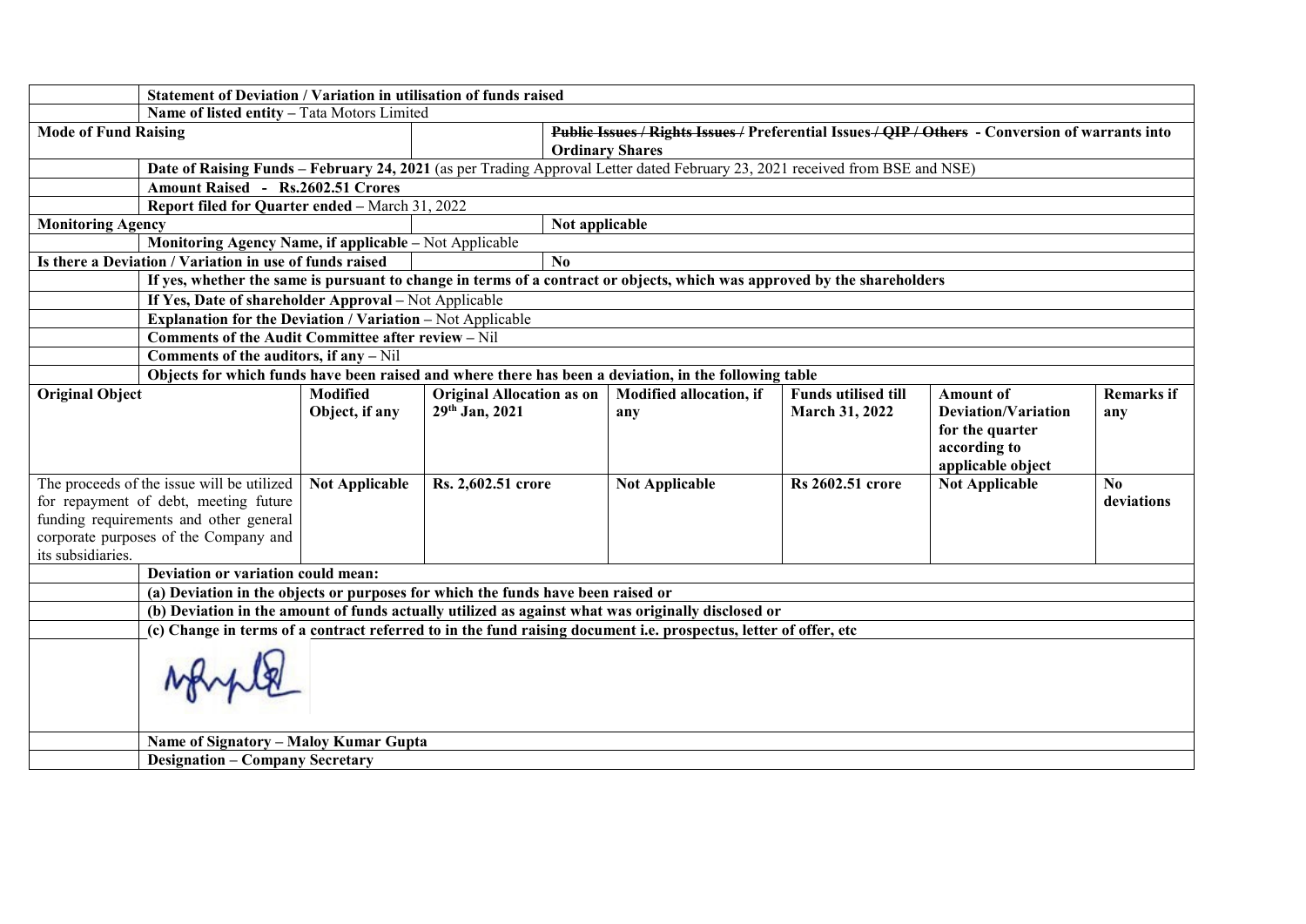| | | | | | | |
|---|---|---|---|---|---|---|
| | **Statement of Deviation / Variation in utilisation of funds raised** | | | | | |
| | **Name of listed entity** – Tata Motors Limited | | | | | |
| **Mode of Fund Raising** | | | **~~Public Issues / Rights Issues /~~ Preferential Issues ~~/ QIP / Others~~ - Conversion of warrants into Ordinary Shares** | | | |
| | **Date of Raising Funds – February 24, 2021** (as per Trading Approval Letter dated February 23, 2021 received from BSE and NSE) | | | | | |
| | **Amount Raised - Rs.2602.51 Crores** | | | | | |
| | **Report filed for Quarter ended** – March 31, 2022 | | | | | |
| **Monitoring Agency** | | | **Not applicable** | | | |
| | **Monitoring Agency Name, if applicable** – Not Applicable | | | | | |
| **Is there a Deviation / Variation in use of funds raised** | | | **No** | | | |
| | **If yes, whether the same is pursuant to change in terms of a contract or objects, which was approved by the shareholders** | | | | | |
| | **If Yes, Date of shareholder Approval** – Not Applicable | | | | | |
| | **Explanation for the Deviation / Variation** – Not Applicable | | | | | |
| | **Comments of the Audit Committee after review** – Nil | | | | | |
| | **Comments of the auditors, if any** – Nil | | | | | |
| | **Objects for which funds have been raised and where there has been a deviation, in the following table** | | | | | |

| **Original Object** | **Modified Object, if any** | **Original Allocation as on 29th Jan, 2021** | **Modified allocation, if any** | **Funds utilised till March 31, 2022** | **Amount of Deviation/Variation for the quarter according to applicable object** | **Remarks if any** |
|---|---|---|---|---|---|---|
| The proceeds of the issue will be utilized for repayment of debt, meeting future funding requirements and other general corporate purposes of the Company and its subsidiaries. | **Not Applicable** | **Rs. 2,602.51 crore** | **Not Applicable** | **Rs 2602.51 crore** | **Not Applicable** | **No deviations** |

**Deviation or variation could mean:**

**(a) Deviation in the objects or purposes for which the funds have been raised or**

**(b) Deviation in the amount of funds actually utilized as against what was originally disclosed or**

**(c) Change in terms of a contract referred to in the fund raising document i.e. prospectus, letter of offer, etc**

**Name of Signatory – Maloy Kumar Gupta**

**Designation – Company Secretary**